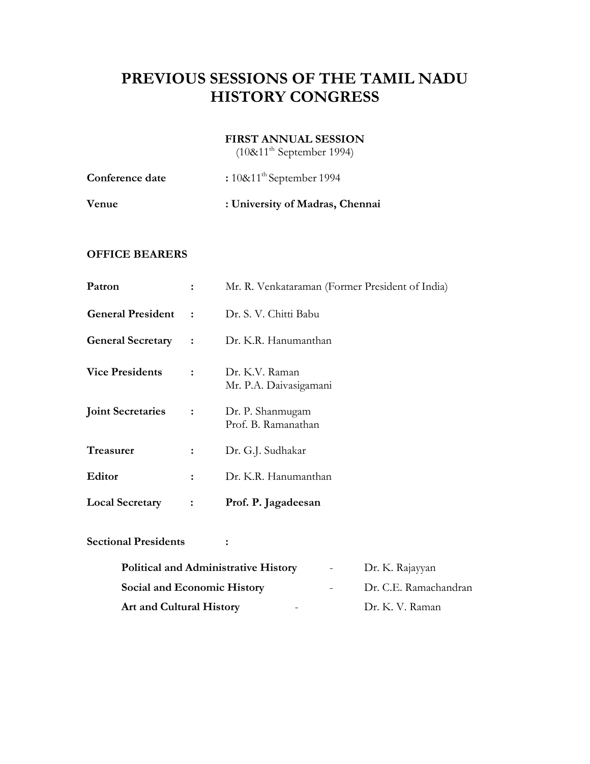# PREVIOUS SESSIONS OF THE TAMIL NADU HISTORY CONGRESS

## FIRST ANNUAL SESSION

(10&11th September 1994)

**Conference date** : 10&11th September 1994

**Venue** : **University of Madras, Chennai**

### OFFICE BEARERS

| | | |
|---|---|---|
| **Patron** | : | Mr. R. Venkataraman (Former President of India) |
| **General President** | : | Dr. S. V. Chitti Babu |
| **General Secretary** | : | Dr. K.R. Hanumanthan |
| **Vice Presidents** | : | Dr. K.V. Raman<br>Mr. P.A. Daivasigamani |
| **Joint Secretaries** | : | Dr. P. Shanmugam<br>Prof. B. Ramanathan |
| **Treasurer** | : | Dr. G.J. Sudhakar |
| **Editor** | : | Dr. K.R. Hanumanthan |
| **Local Secretary** | : | **Prof. P. Jagadeesan** |

**Sectional Presidents** :

| | | |
|---|---|---|
| **Political and Administrative History** | - | Dr. K. Rajayyan |
| **Social and Economic History** | - | Dr. C.E. Ramachandran |
| **Art and Cultural History** | - | Dr. K. V. Raman |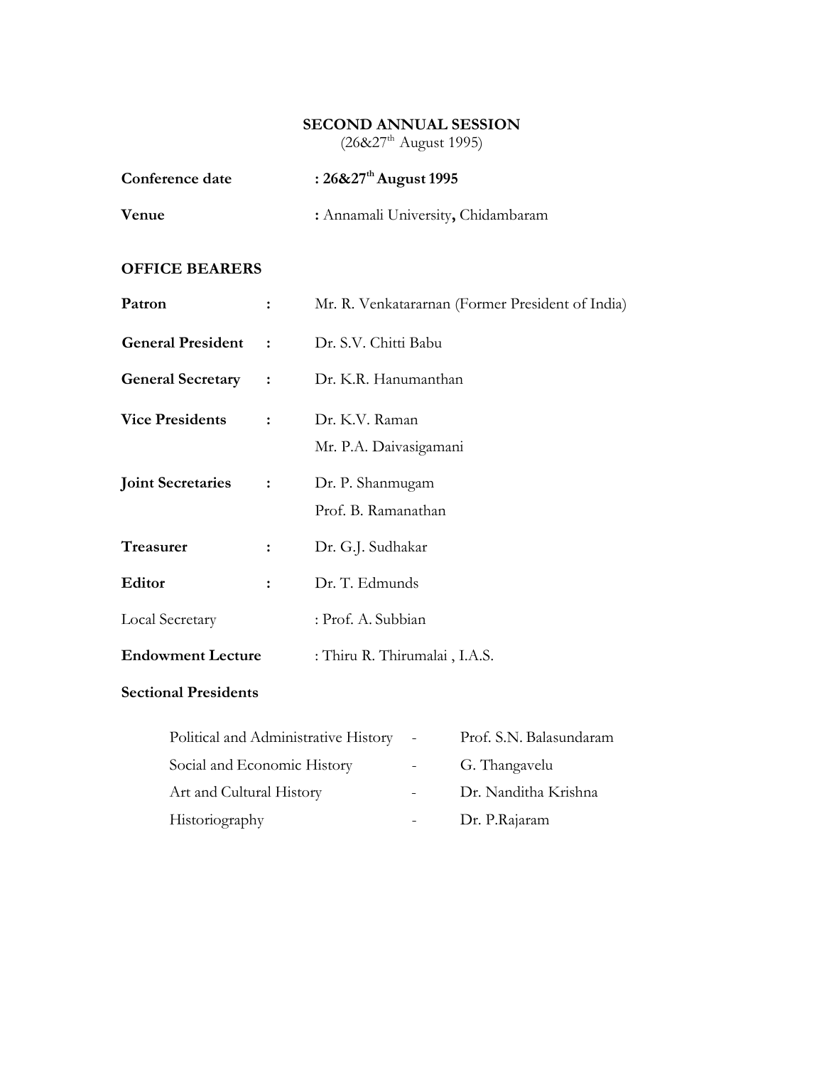# SECOND ANNUAL SESSION

(26&27th August 1995)

**Conference date** : **26&27th August 1995**

**Venue** : Annamali University, Chidambaram

## OFFICE BEARERS

| | | |
|---|---|---|
| **Patron** | : | Mr. R. Venkatararnan (Former President of India) |
| **General President** | : | Dr. S.V. Chitti Babu |
| **General Secretary** | : | Dr. K.R. Hanumanthan |
| **Vice Presidents** | : | Dr. K.V. Raman |
| | | Mr. P.A. Daivasigamani |
| **Joint Secretaries** | : | Dr. P. Shanmugam |
| | | Prof. B. Ramanathan |
| **Treasurer** | : | Dr. G.J. Sudhakar |
| **Editor** | : | Dr. T. Edmunds |
| Local Secretary | : | Prof. A. Subbian |
| **Endowment Lecture** | : | Thiru R. Thirumalai , I.A.S. |

**Sectional Presidents**

| | | |
|---|---|---|
| Political and Administrative History | - | Prof. S.N. Balasundaram |
| Social and Economic History | - | G. Thangavelu |
| Art and Cultural History | - | Dr. Nanditha Krishna |
| Historiography | - | Dr. P.Rajaram |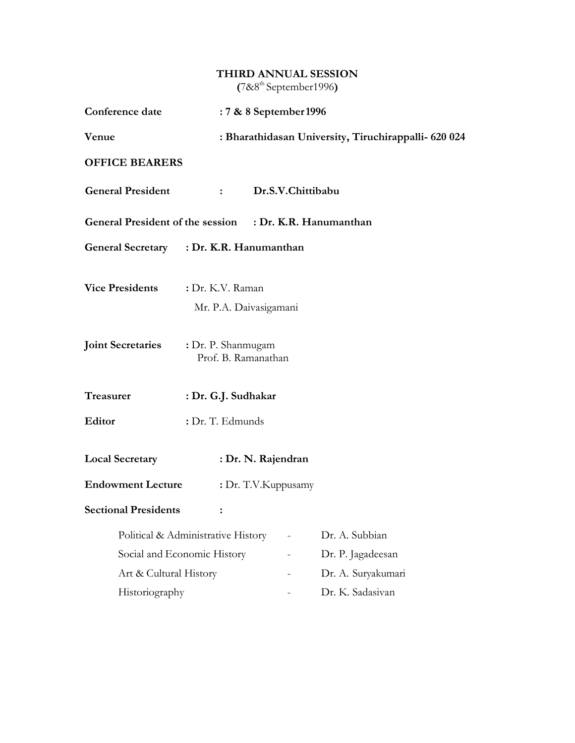# THIRD ANNUAL SESSION

(7&8th September1996)

**Conference date** **: 7 & 8 September 1996**

**Venue** **: Bharathidasan University, Tiruchirappalli- 620 024**

**OFFICE BEARERS**

**General President** **: Dr.S.V.Chittibabu**

**General President of the session** **: Dr. K.R. Hanumanthan**

**General Secretary** **: Dr. K.R. Hanumanthan**

**Vice Presidents** **:** Dr. K.V. Raman
Mr. P.A. Daivasigamani

**Joint Secretaries** **:** Dr. P. Shanmugam
Prof. B. Ramanathan

**Treasurer** **: Dr. G.J. Sudhakar**

**Editor** **:** Dr. T. Edmunds

**Local Secretary** **: Dr. N. Rajendran**

**Endowment Lecture** **:** Dr. T.V.Kuppusamy

**Sectional Presidents** **:**

| | | |
|---|---|---|
| Political & Administrative History | - | Dr. A. Subbian |
| Social and Economic History | - | Dr. P. Jagadeesan |
| Art & Cultural History | - | Dr. A. Suryakumari |
| Historiography | - | Dr. K. Sadasivan |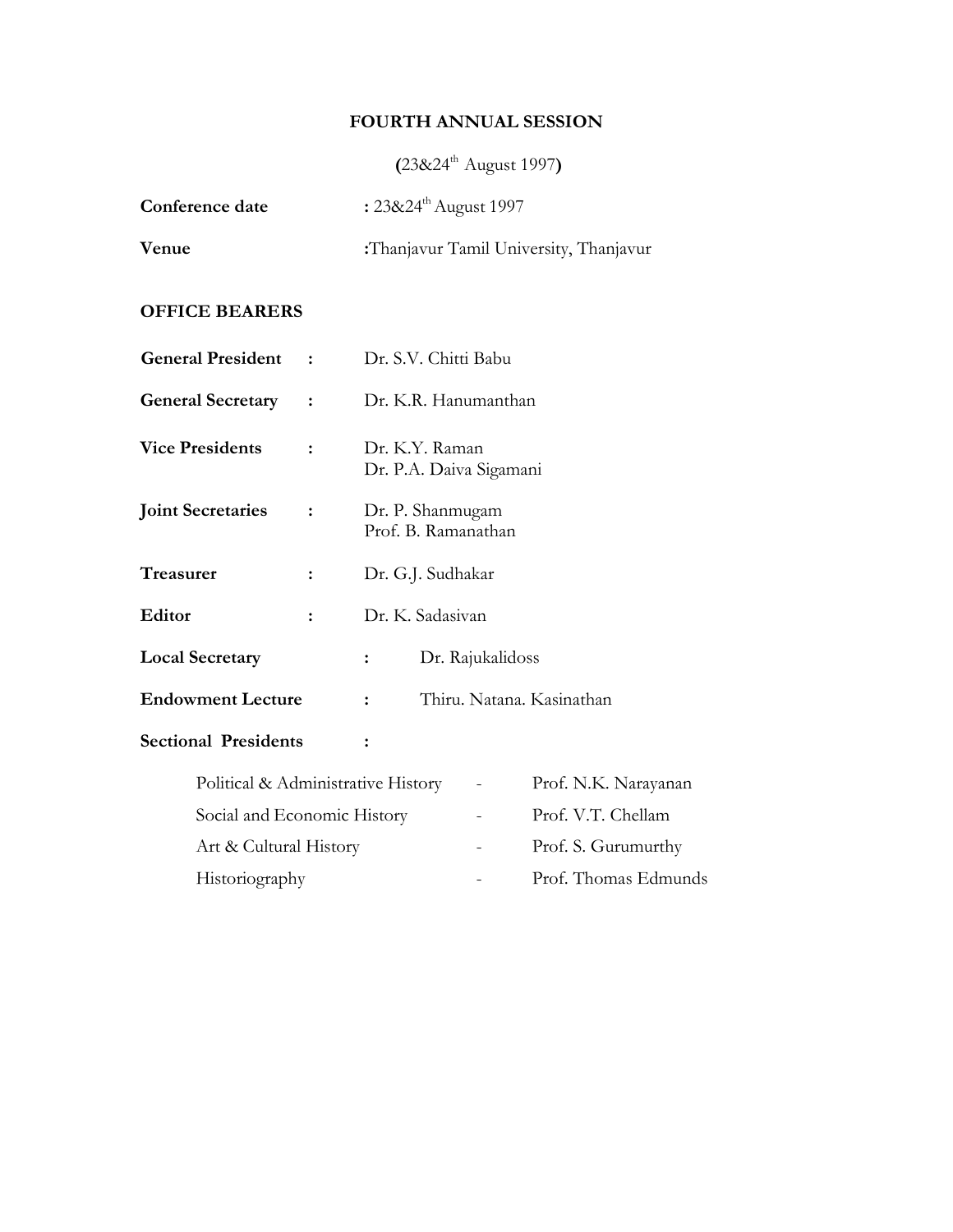# FOURTH ANNUAL SESSION

(23&24th August 1997)

**Conference date** : 23&24th August 1997

**Venue** :Thanjavur Tamil University, Thanjavur

## OFFICE BEARERS

**General President** : Dr. S.V. Chitti Babu

**General Secretary** : Dr. K.R. Hanumanthan

**Vice Presidents** : Dr. K.Y. Raman
Dr. P.A. Daiva Sigamani

**Joint Secretaries** : Dr. P. Shanmugam
Prof. B. Ramanathan

**Treasurer** : Dr. G.J. Sudhakar

**Editor** : Dr. K. Sadasivan

**Local Secretary** : Dr. Rajukalidoss

**Endowment Lecture** : Thiru. Natana. Kasinathan

**Sectional Presidents** :

| | | |
|---|---|---|
| Political & Administrative History | - | Prof. N.K. Narayanan |
| Social and Economic History | - | Prof. V.T. Chellam |
| Art & Cultural History | - | Prof. S. Gurumurthy |
| Historiography | - | Prof. Thomas Edmunds |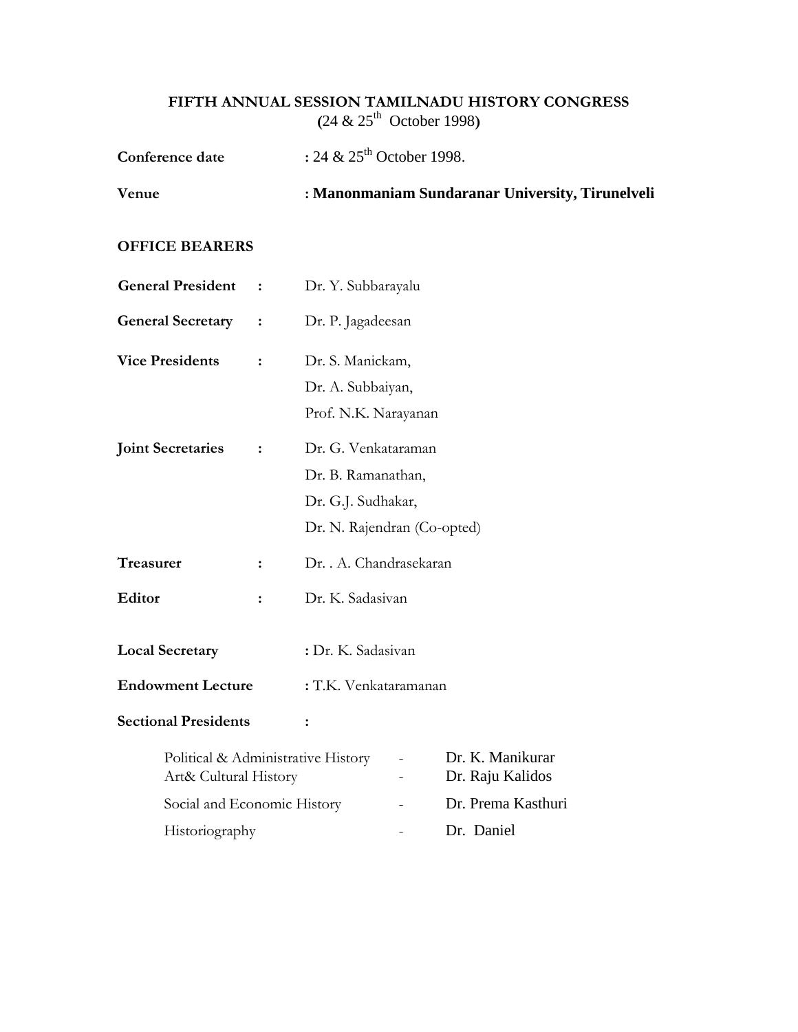# FIFTH ANNUAL SESSION TAMILNADU HISTORY CONGRESS

(24 & 25th October 1998)

**Conference date** : 24 & 25th October 1998.

**Venue** : **Manonmaniam Sundaranar University, Tirunelveli**

## OFFICE BEARERS

**General President** : Dr. Y. Subbarayalu

**General Secretary** : Dr. P. Jagadeesan

**Vice Presidents** : Dr. S. Manickam,
Dr. A. Subbaiyan,
Prof. N.K. Narayanan

**Joint Secretaries** : Dr. G. Venkataraman
Dr. B. Ramanathan,
Dr. G.J. Sudhakar,
Dr. N. Rajendran (Co-opted)

**Treasurer** : Dr. . A. Chandrasekaran

**Editor** : Dr. K. Sadasivan

**Local Secretary** : Dr. K. Sadasivan

**Endowment Lecture** : T.K. Venkataramanan

**Sectional Presidents** :

| | | |
|---|---|---|
| Political & Administrative History | - | Dr. K. Manikurar |
| Art& Cultural History | - | Dr. Raju Kalidos |
| Social and Economic History | - | Dr. Prema Kasthuri |
| Historiography | - | Dr. Daniel |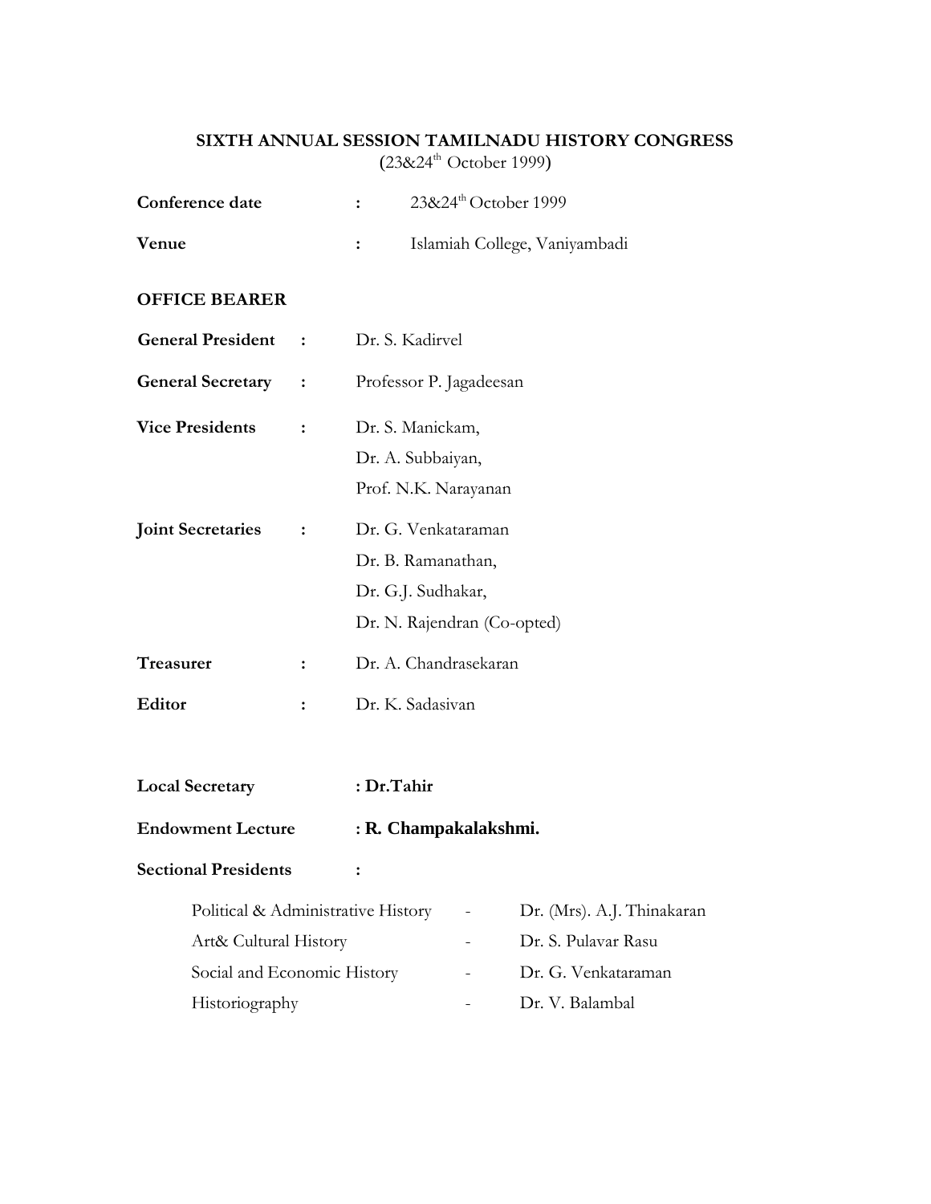**SIXTH ANNUAL SESSION TAMILNADU HISTORY CONGRESS**
(23&24th October 1999)

**Conference date** : 23&24th October 1999

**Venue** : Islamiah College, Vaniyambadi

**OFFICE BEARER**

**General President** : Dr. S. Kadirvel

**General Secretary** : Professor P. Jagadeesan

**Vice Presidents** : Dr. S. Manickam,
Dr. A. Subbaiyan,
Prof. N.K. Narayanan

**Joint Secretaries** : Dr. G. Venkataraman
Dr. B. Ramanathan,
Dr. G.J. Sudhakar,
Dr. N. Rajendran (Co-opted)

**Treasurer** : Dr. A. Chandrasekaran

**Editor** : Dr. K. Sadasivan

**Local Secretary** **: Dr.Tahir**

**Endowment Lecture** **: R. Champakalakshmi.**

**Sectional Presidents** :

| | |
|---|---|
| Political & Administrative History | - Dr. (Mrs). A.J. Thinakaran |
| Art& Cultural History | - Dr. S. Pulavar Rasu |
| Social and Economic History | - Dr. G. Venkataraman |
| Historiography | - Dr. V. Balambal |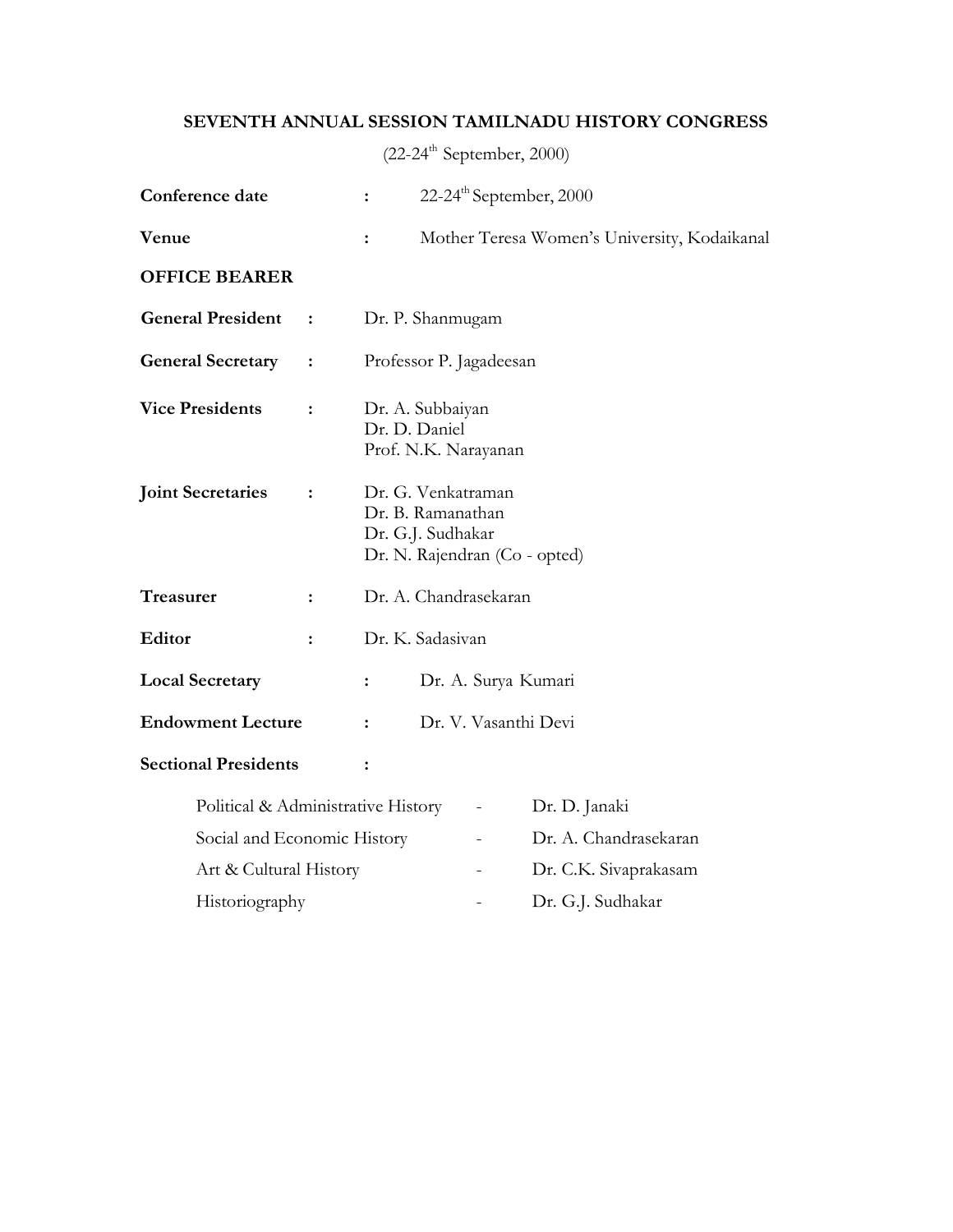## SEVENTH ANNUAL SESSION TAMILNADU HISTORY CONGRESS

(22-24th September, 2000)

**Conference date** : 22-24th September, 2000

**Venue** : Mother Teresa Women's University, Kodaikanal

**OFFICE BEARER**

**General President** : Dr. P. Shanmugam

**General Secretary** : Professor P. Jagadeesan

**Vice Presidents** : Dr. A. Subbaiyan
Dr. D. Daniel
Prof. N.K. Narayanan

**Joint Secretaries** : Dr. G. Venkatraman
Dr. B. Ramanathan
Dr. G.J. Sudhakar
Dr. N. Rajendran (Co - opted)

**Treasurer** : Dr. A. Chandrasekaran

**Editor** : Dr. K. Sadasivan

**Local Secretary** : Dr. A. Surya Kumari

**Endowment Lecture** : Dr. V. Vasanthi Devi

**Sectional Presidents** :

| | | |
|---|---|---|
| Political & Administrative History | - | Dr. D. Janaki |
| Social and Economic History | - | Dr. A. Chandrasekaran |
| Art & Cultural History | - | Dr. C.K. Sivaprakasam |
| Historiography | - | Dr. G.J. Sudhakar |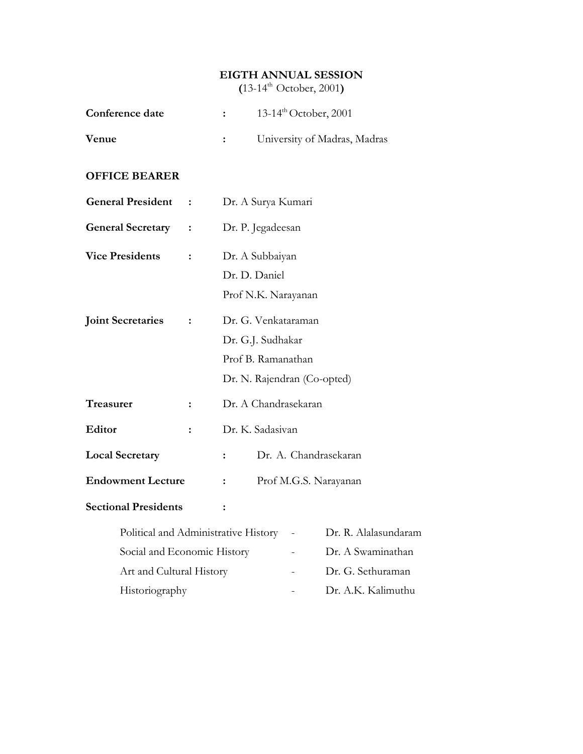# EIGTH ANNUAL SESSION

**(**13-14th October, 2001**)**

**Conference date** : 13-14th October, 2001

**Venue** : University of Madras, Madras

## OFFICE BEARER

**General President** : Dr. A Surya Kumari

**General Secretary** : Dr. P. Jegadeesan

**Vice Presidents** : Dr. A Subbaiyan
Dr. D. Daniel
Prof N.K. Narayanan

**Joint Secretaries** : Dr. G. Venkataraman
Dr. G.J. Sudhakar
Prof B. Ramanathan
Dr. N. Rajendran (Co-opted)

**Treasurer** : Dr. A Chandrasekaran

**Editor** : Dr. K. Sadasivan

**Local Secretary** : Dr. A. Chandrasekaran

**Endowment Lecture** : Prof M.G.S. Narayanan

**Sectional Presidents** :

| | | |
|---|---|---|
| Political and Administrative History | - | Dr. R. Alalasundaram |
| Social and Economic History | - | Dr. A Swaminathan |
| Art and Cultural History | - | Dr. G. Sethuraman |
| Historiography | - | Dr. A.K. Kalimuthu |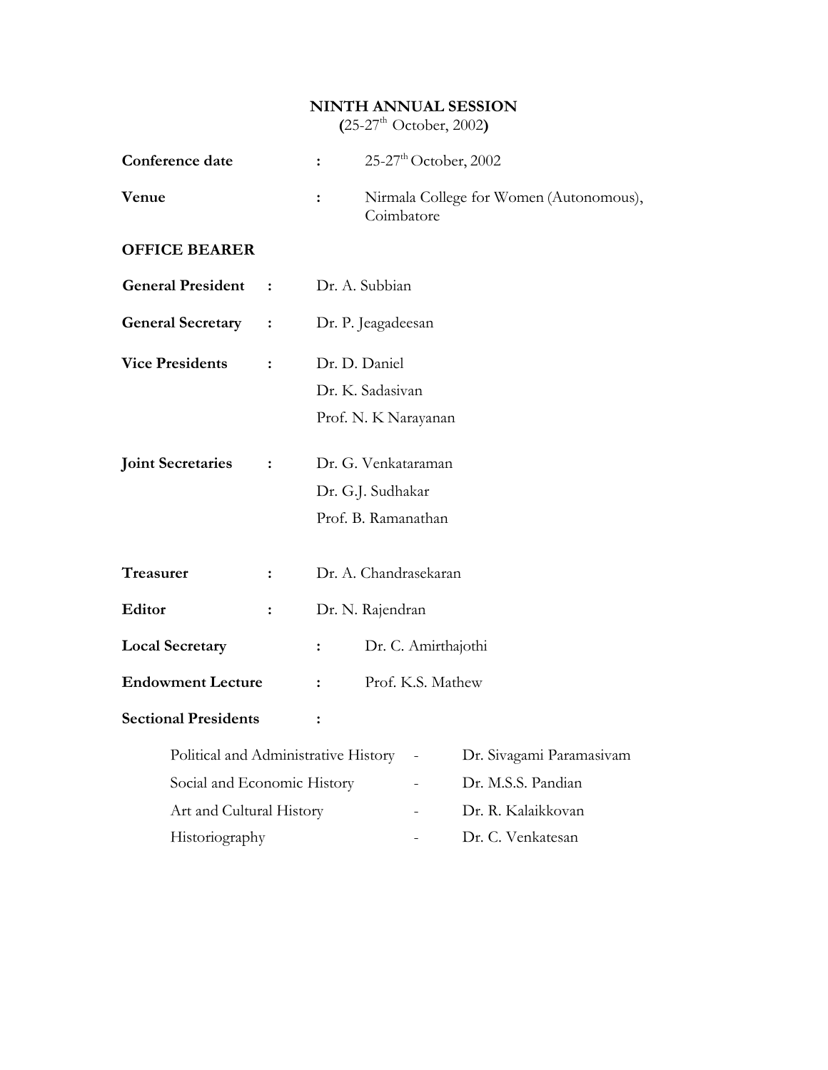# NINTH ANNUAL SESSION

**(**25-27th October, 2002**)**

**Conference date** : 25-27th October, 2002

**Venue** : Nirmala College for Women (Autonomous), Coimbatore

## OFFICE BEARER

**General President** : Dr. A. Subbian

**General Secretary** : Dr. P. Jeagadeesan

**Vice Presidents** : Dr. D. Daniel
Dr. K. Sadasivan
Prof. N. K Narayanan

**Joint Secretaries** : Dr. G. Venkataraman
Dr. G.J. Sudhakar
Prof. B. Ramanathan

**Treasurer** : Dr. A. Chandrasekaran

**Editor** : Dr. N. Rajendran

**Local Secretary** : Dr. C. Amirthajothi

**Endowment Lecture** : Prof. K.S. Mathew

**Sectional Presidents** :

| | | |
|---|---|---|
| Political and Administrative History | - | Dr. Sivagami Paramasivam |
| Social and Economic History | - | Dr. M.S.S. Pandian |
| Art and Cultural History | - | Dr. R. Kalaikkovan |
| Historiography | - | Dr. C. Venkatesan |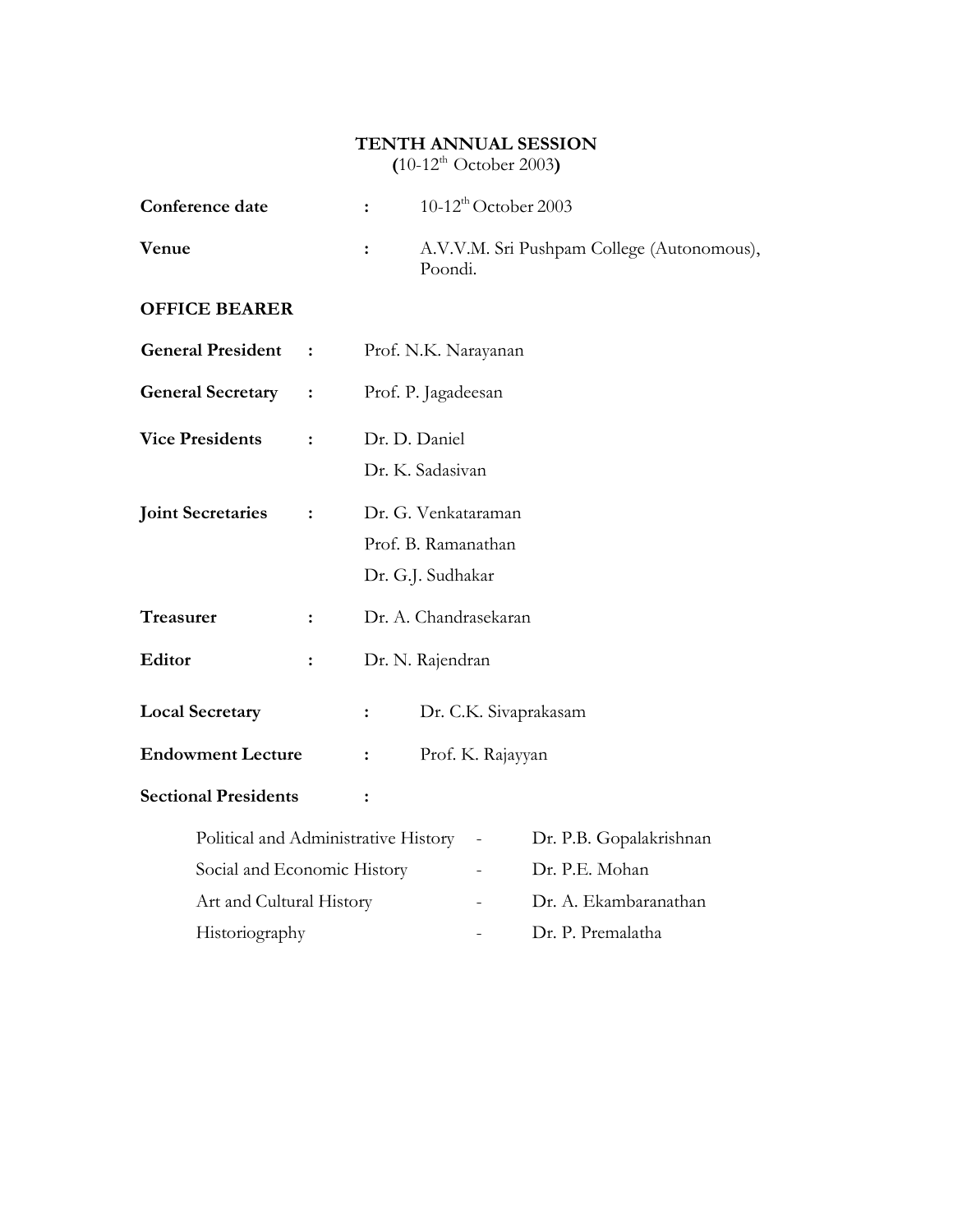# TENTH ANNUAL SESSION

**(**10-12th October 2003**)**

| | | |
|---|---|---|
| **Conference date** | : | 10-12th October 2003 |
| **Venue** | : | A.V.V.M. Sri Pushpam College (Autonomous), Poondi. |

**OFFICE BEARER**

| | | |
|---|---|---|
| **General President** | : | Prof. N.K. Narayanan |
| **General Secretary** | : | Prof. P. Jagadeesan |
| **Vice Presidents** | : | Dr. D. Daniel |
| | | Dr. K. Sadasivan |
| **Joint Secretaries** | : | Dr. G. Venkataraman |
| | | Prof. B. Ramanathan |
| | | Dr. G.J. Sudhakar |
| **Treasurer** | : | Dr. A. Chandrasekaran |
| **Editor** | : | Dr. N. Rajendran |
| **Local Secretary** | : | Dr. C.K. Sivaprakasam |
| **Endowment Lecture** | : | Prof. K. Rajayyan |
| **Sectional Presidents** | : | |

| | | |
|---|---|---|
| Political and Administrative History | - | Dr. P.B. Gopalakrishnan |
| Social and Economic History | - | Dr. P.E. Mohan |
| Art and Cultural History | - | Dr. A. Ekambaranathan |
| Historiography | - | Dr. P. Premalatha |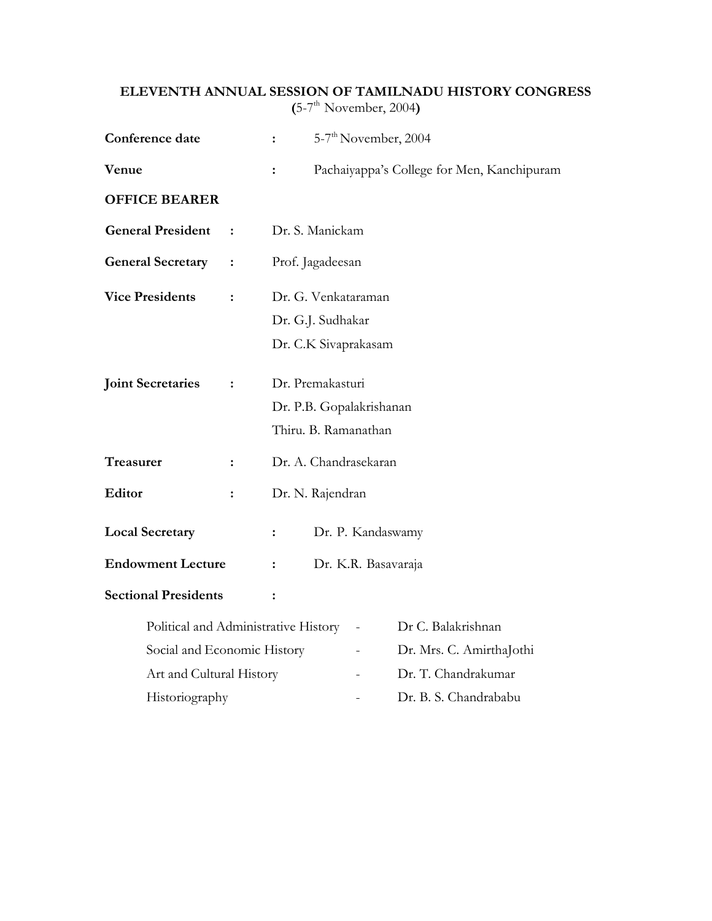## ELEVENTH ANNUAL SESSION OF TAMILNADU HISTORY CONGRESS

(5-7th November, 2004)

**Conference date** : 5-7th November, 2004

**Venue** : Pachaiyappa's College for Men, Kanchipuram

**OFFICE BEARER**

**General President** : Dr. S. Manickam

**General Secretary** : Prof. Jagadeesan

**Vice Presidents** : Dr. G. Venkataraman
Dr. G.J. Sudhakar
Dr. C.K Sivaprakasam

**Joint Secretaries** : Dr. Premakasturi
Dr. P.B. Gopalakrishanan
Thiru. B. Ramanathan

**Treasurer** : Dr. A. Chandrasekaran

**Editor** : Dr. N. Rajendran

**Local Secretary** : Dr. P. Kandaswamy

**Endowment Lecture** : Dr. K.R. Basavaraja

**Sectional Presidents** :

| | | |
|---|---|---|
| Political and Administrative History | - | Dr C. Balakrishnan |
| Social and Economic History | - | Dr. Mrs. C. AmirthaJothi |
| Art and Cultural History | - | Dr. T. Chandrakumar |
| Historiography | - | Dr. B. S. Chandrababu |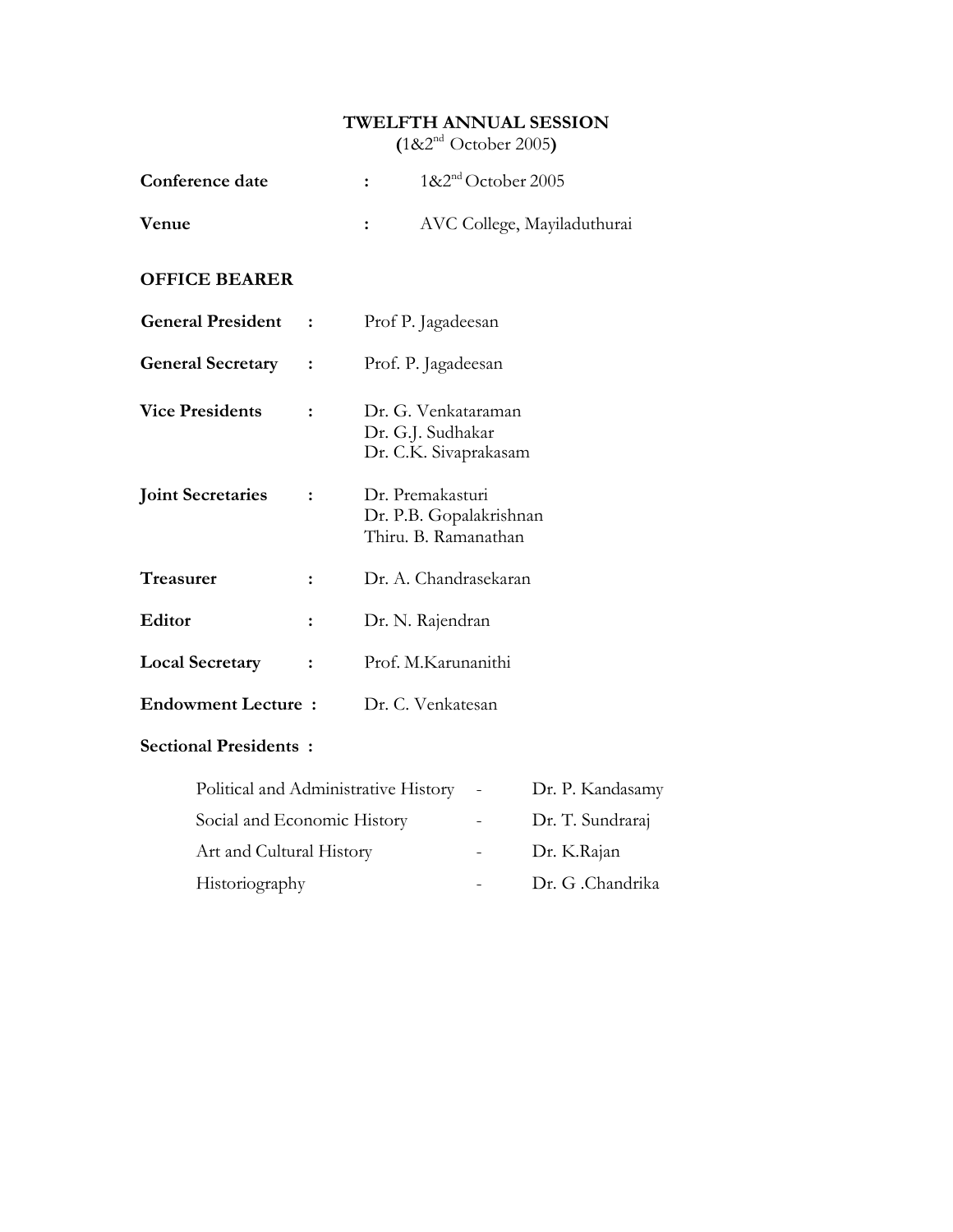# TWELFTH ANNUAL SESSION

**(**1&2nd October 2005**)**

| | | |
|---|---|---|
| **Conference date** | : | 1&2nd October 2005 |
| **Venue** | : | AVC College, Mayiladuthurai |

## OFFICE BEARER

| | | |
|---|---|---|
| **General President** | : | Prof P. Jagadeesan |
| **General Secretary** | : | Prof. P. Jagadeesan |
| **Vice Presidents** | : | Dr. G. Venkataraman<br>Dr. G.J. Sudhakar<br>Dr. C.K. Sivaprakasam |
| **Joint Secretaries** | : | Dr. Premakasturi<br>Dr. P.B. Gopalakrishnan<br>Thiru. B. Ramanathan |
| **Treasurer** | : | Dr. A. Chandrasekaran |
| **Editor** | : | Dr. N. Rajendran |
| **Local Secretary** | : | Prof. M.Karunanithi |
| **Endowment Lecture** | : | Dr. C. Venkatesan |

**Sectional Presidents :**

| | | |
|---|---|---|
| Political and Administrative History | - | Dr. P. Kandasamy |
| Social and Economic History | - | Dr. T. Sundraraj |
| Art and Cultural History | - | Dr. K.Rajan |
| Historiography | - | Dr. G .Chandrika |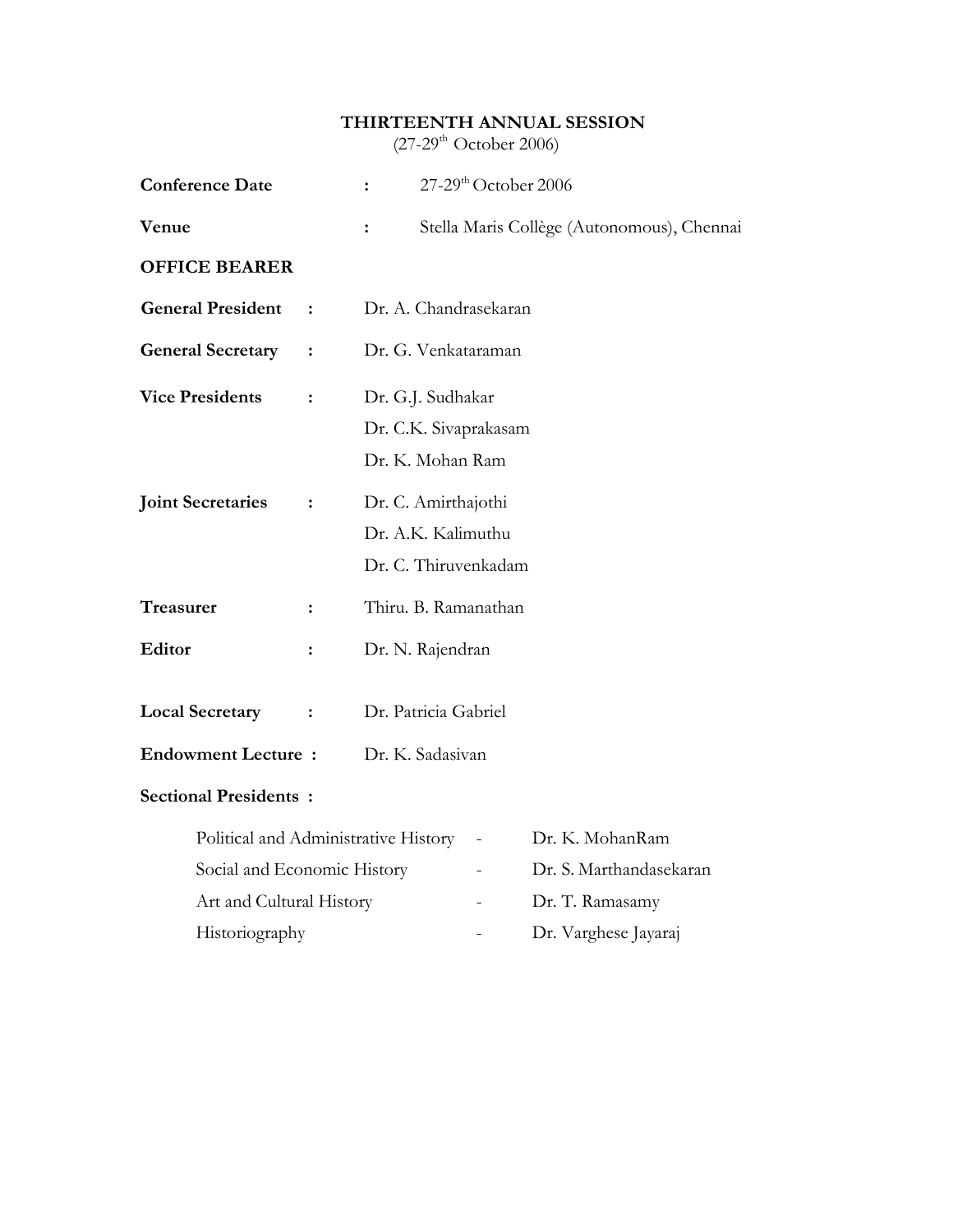## THIRTEENTH ANNUAL SESSION

(27-29th October 2006)

**Conference Date** : 27-29th October 2006

**Venue** : Stella Maris Collège (Autonomous), Chennai

**OFFICE BEARER**

**General President** : Dr. A. Chandrasekaran

**General Secretary** : Dr. G. Venkataraman

**Vice Presidents** : Dr. G.J. Sudhakar
Dr. C.K. Sivaprakasam
Dr. K. Mohan Ram

**Joint Secretaries** : Dr. C. Amirthajothi
Dr. A.K. Kalimuthu
Dr. C. Thiruvenkadam

**Treasurer** : Thiru. B. Ramanathan

**Editor** : Dr. N. Rajendran

**Local Secretary** : Dr. Patricia Gabriel

**Endowment Lecture** : Dr. K. Sadasivan

**Sectional Presidents** :

| | | |
|---|---|---|
| Political and Administrative History | - | Dr. K. MohanRam |
| Social and Economic History | - | Dr. S. Marthandasekaran |
| Art and Cultural History | - | Dr. T. Ramasamy |
| Historiography | - | Dr. Varghese Jayaraj |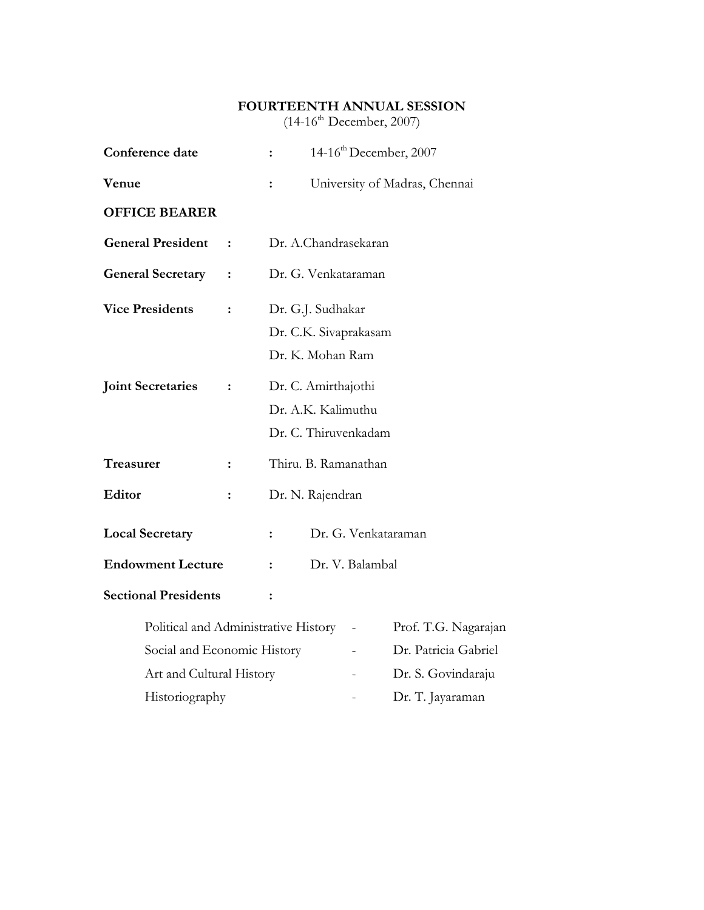# FOURTEENTH ANNUAL SESSION

(14-16th December, 2007)

**Conference date** : 14-16th December, 2007

**Venue** : University of Madras, Chennai

**OFFICE BEARER**

**General President** : Dr. A.Chandrasekaran

**General Secretary** : Dr. G. Venkataraman

**Vice Presidents** : Dr. G.J. Sudhakar
Dr. C.K. Sivaprakasam
Dr. K. Mohan Ram

**Joint Secretaries** : Dr. C. Amirthajothi
Dr. A.K. Kalimuthu
Dr. C. Thiruvenkadam

**Treasurer** : Thiru. B. Ramanathan

**Editor** : Dr. N. Rajendran

**Local Secretary** : Dr. G. Venkataraman

**Endowment Lecture** : Dr. V. Balambal

**Sectional Presidents** :

| | | |
|---|---|---|
| Political and Administrative History | - | Prof. T.G. Nagarajan |
| Social and Economic History | - | Dr. Patricia Gabriel |
| Art and Cultural History | - | Dr. S. Govindaraju |
| Historiography | - | Dr. T. Jayaraman |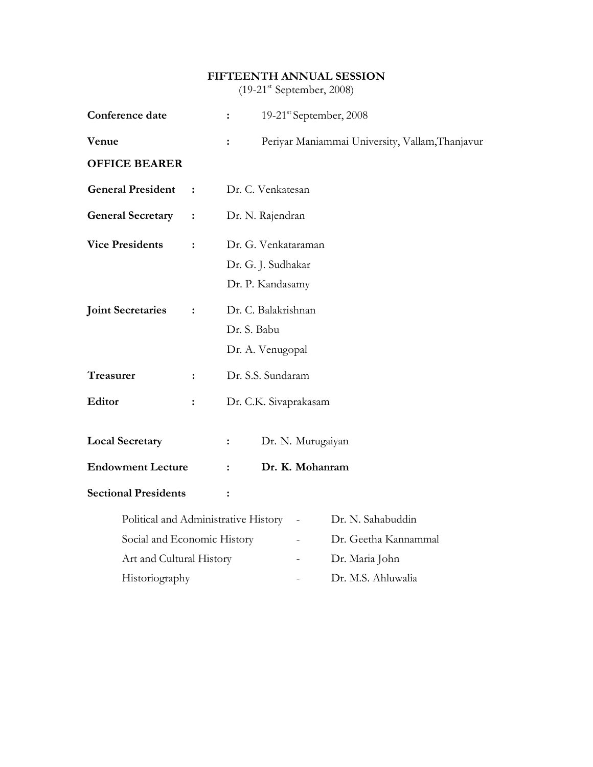## FIFTEENTH ANNUAL SESSION

(19-21[st] September, 2008)

**Conference date** : 19-21[st] September, 2008

**Venue** : Periyar Maniammai University, Vallam,Thanjavur

**OFFICE BEARER**

**General President** : Dr. C. Venkatesan

**General Secretary** : Dr. N. Rajendran

**Vice Presidents** : Dr. G. Venkataraman
Dr. G. J. Sudhakar
Dr. P. Kandasamy

**Joint Secretaries** : Dr. C. Balakrishnan
Dr. S. Babu
Dr. A. Venugopal

**Treasurer** : Dr. S.S. Sundaram

**Editor** : Dr. C.K. Sivaprakasam

**Local Secretary** : Dr. N. Murugaiyan

**Endowment Lecture** : **Dr. K. Mohanram**

**Sectional Presidents** :

| | | |
|---|---|---|
| Political and Administrative History | - | Dr. N. Sahabuddin |
| Social and Economic History | - | Dr. Geetha Kannammal |
| Art and Cultural History | - | Dr. Maria John |
| Historiography | - | Dr. M.S. Ahluwalia |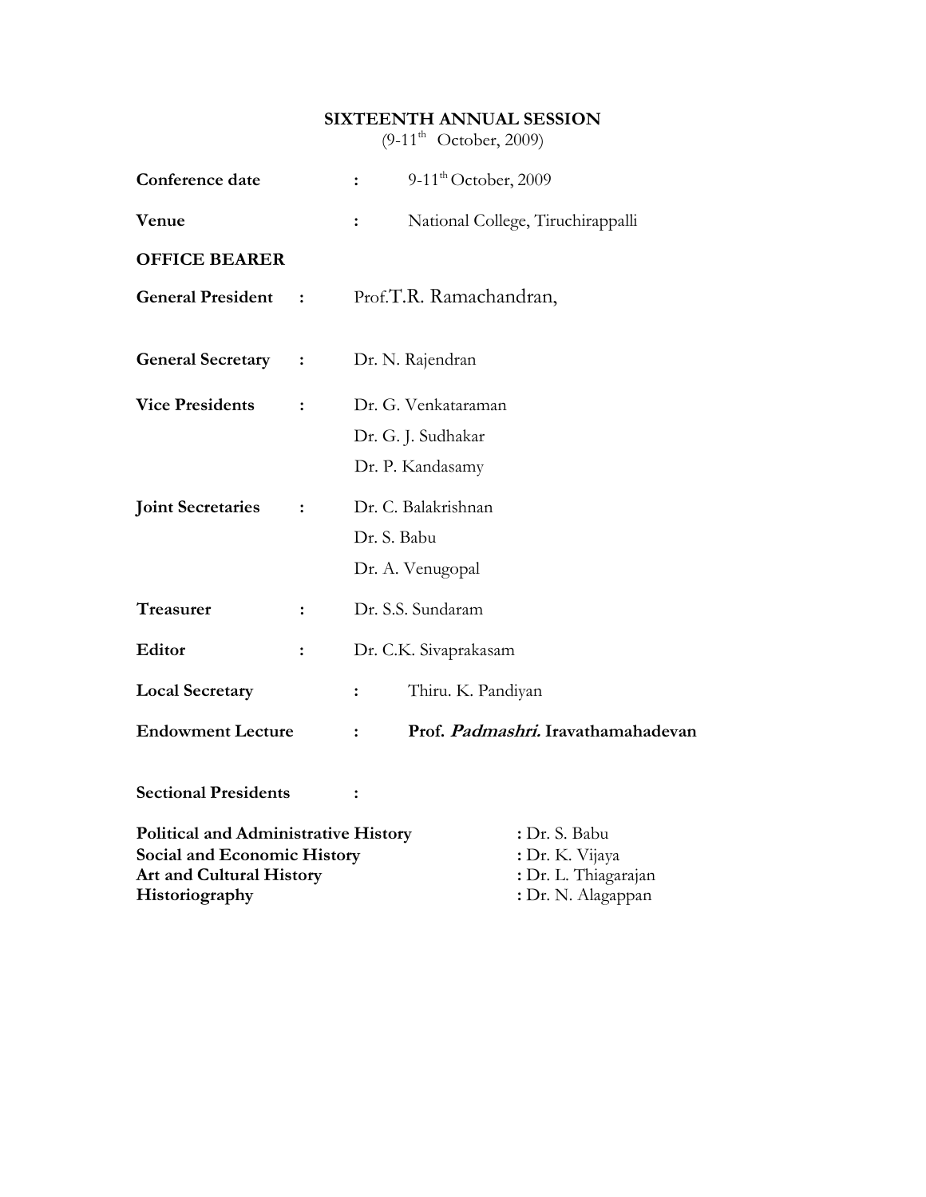## SIXTEENTH ANNUAL SESSION

(9-11th October, 2009)

**Conference date** : 9-11th October, 2009

**Venue** : National College, Tiruchirappalli

**OFFICE BEARER**

**General President** : Prof.T.R. Ramachandran,

**General Secretary** : Dr. N. Rajendran

**Vice Presidents** : Dr. G. Venkataraman
Dr. G. J. Sudhakar
Dr. P. Kandasamy

**Joint Secretaries** : Dr. C. Balakrishnan
Dr. S. Babu
Dr. A. Venugopal

**Treasurer** : Dr. S.S. Sundaram

**Editor** : Dr. C.K. Sivaprakasam

**Local Secretary** : Thiru. K. Pandiyan

**Endowment Lecture** : **Prof. *Padmashri.* Iravathamahadevan**

**Sectional Presidents** :

**Political and Administrative History** : Dr. S. Babu
**Social and Economic History** : Dr. K. Vijaya
**Art and Cultural History** : Dr. L. Thiagarajan
**Historiography** : Dr. N. Alagappan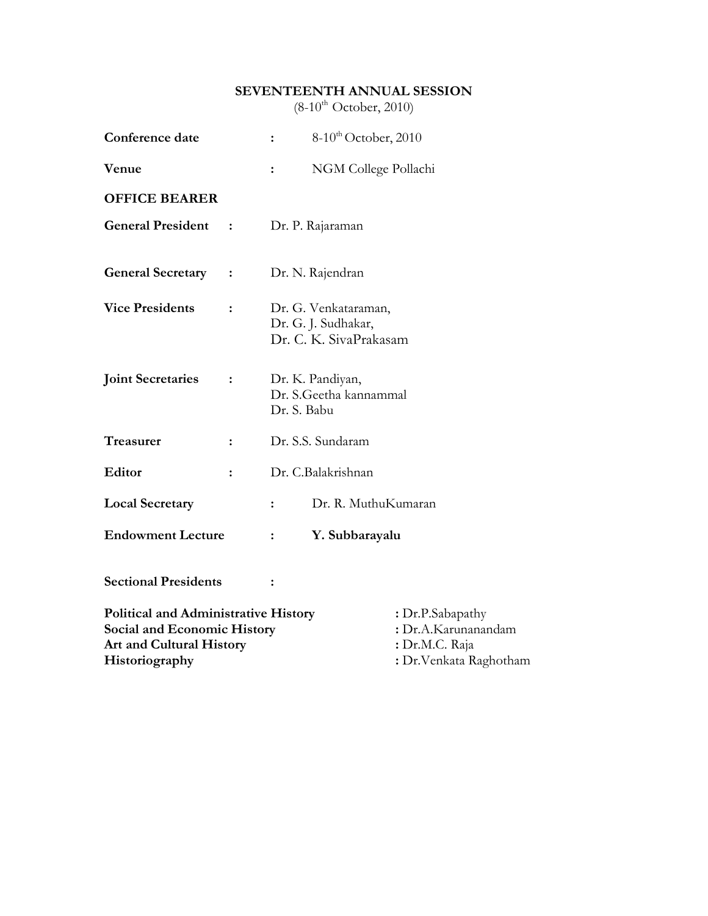## SEVENTEENTH ANNUAL SESSION

(8-10th October, 2010)

**Conference date** : 8-10th October, 2010

**Venue** : NGM College Pollachi

**OFFICE BEARER**

**General President** : Dr. P. Rajaraman

**General Secretary** : Dr. N. Rajendran

**Vice Presidents** : Dr. G. Venkataraman,
Dr. G. J. Sudhakar,
Dr. C. K. SivaPrakasam

**Joint Secretaries** : Dr. K. Pandiyan,
Dr. S.Geetha kannammal
Dr. S. Babu

**Treasurer** : Dr. S.S. Sundaram

**Editor** : Dr. C.Balakrishnan

**Local Secretary** : Dr. R. MuthuKumaran

**Endowment Lecture** : **Y. Subbarayalu**

**Sectional Presidents** :

**Political and Administrative History** : Dr.P.Sabapathy
**Social and Economic History** : Dr.A.Karunanandam
**Art and Cultural History** : Dr.M.C. Raja
**Historiography** : Dr.Venkata Raghotham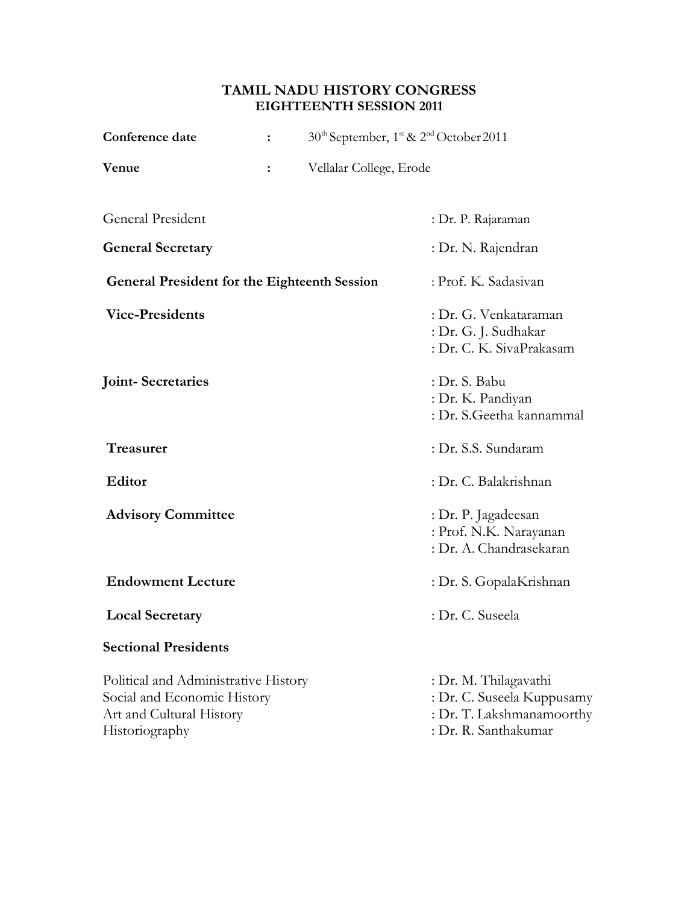# TAMIL NADU HISTORY CONGRESS
## EIGHTEENTH SESSION 2011

**Conference date** : 30th September, 1st & 2nd October 2011

**Venue** : Vellalar College, Erode

General President : Dr. P. Rajaraman

**General Secretary** : Dr. N. Rajendran

**General President for the Eighteenth Session** : Prof. K. Sadasivan

**Vice-Presidents** : Dr. G. Venkataraman
: Dr. G. J. Sudhakar
: Dr. C. K. SivaPrakasam

**Joint- Secretaries** : Dr. S. Babu
: Dr. K. Pandiyan
: Dr. S.Geetha kannammal

**Treasurer** : Dr. S.S. Sundaram

**Editor** : Dr. C. Balakrishnan

**Advisory Committee** : Dr. P. Jagadeesan
: Prof. N.K. Narayanan
: Dr. A. Chandrasekaran

**Endowment Lecture** : Dr. S. GopalaKrishnan

**Local Secretary** : Dr. C. Suseela

**Sectional Presidents**

Political and Administrative History : Dr. M. Thilagavathi
Social and Economic History : Dr. C. Suseela Kuppusamy
Art and Cultural History : Dr. T. Lakshmanamoorthy
Historiography : Dr. R. Santhakumar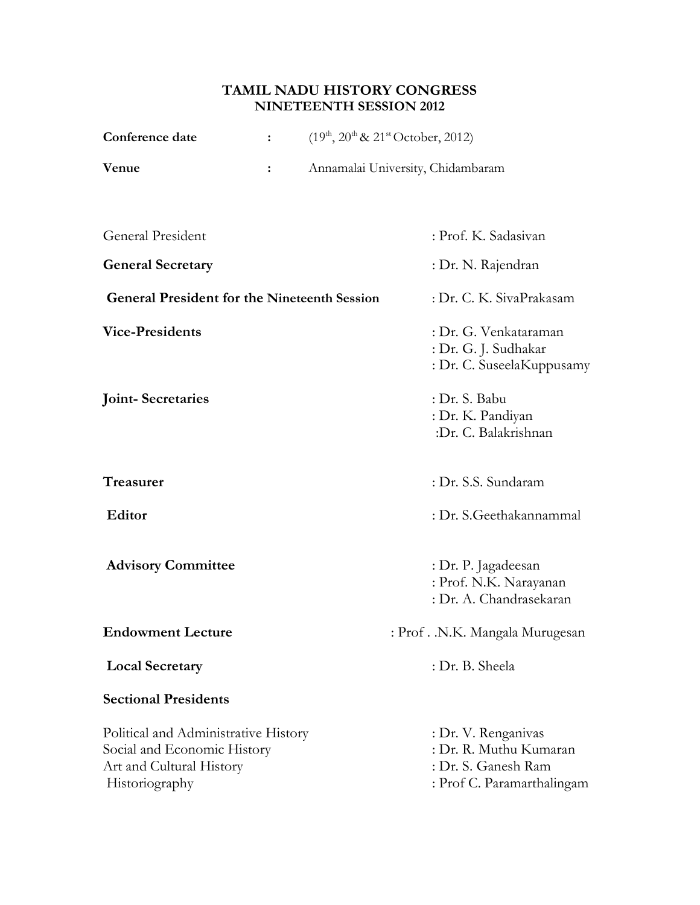# TAMIL NADU HISTORY CONGRESS
## NINETEENTH SESSION 2012

**Conference date** : ($19^{th}$, $20^{th}$ & $21^{st}$ October, 2012)

**Venue** : Annamalai University, Chidambaram

| | |
|---|---|
| General President | : Prof. K. Sadasivan |
| **General Secretary** | : Dr. N. Rajendran |
| **General President for the Nineteenth Session** | : Dr. C. K. SivaPrakasam |
| **Vice-Presidents** | : Dr. G. Venkataraman<br>: Dr. G. J. Sudhakar<br>: Dr. C. SuseelaKuppusamy |
| **Joint- Secretaries** | : Dr. S. Babu<br>: Dr. K. Pandiyan<br>:Dr. C. Balakrishnan |
| **Treasurer** | : Dr. S.S. Sundaram |
| **Editor** | : Dr. S.Geethakannammal |
| **Advisory Committee** | : Dr. P. Jagadeesan<br>: Prof. N.K. Narayanan<br>: Dr. A. Chandrasekaran |
| **Endowment Lecture** | : Prof . .N.K. Mangala Murugesan |
| **Local Secretary** | : Dr. B. Sheela |

**Sectional Presidents**

| | |
|---|---|
| Political and Administrative History | : Dr. V. Renganivas |
| Social and Economic History | : Dr. R. Muthu Kumaran |
| Art and Cultural History | : Dr. S. Ganesh Ram |
| Historiography | : Prof C. Paramarthalingam |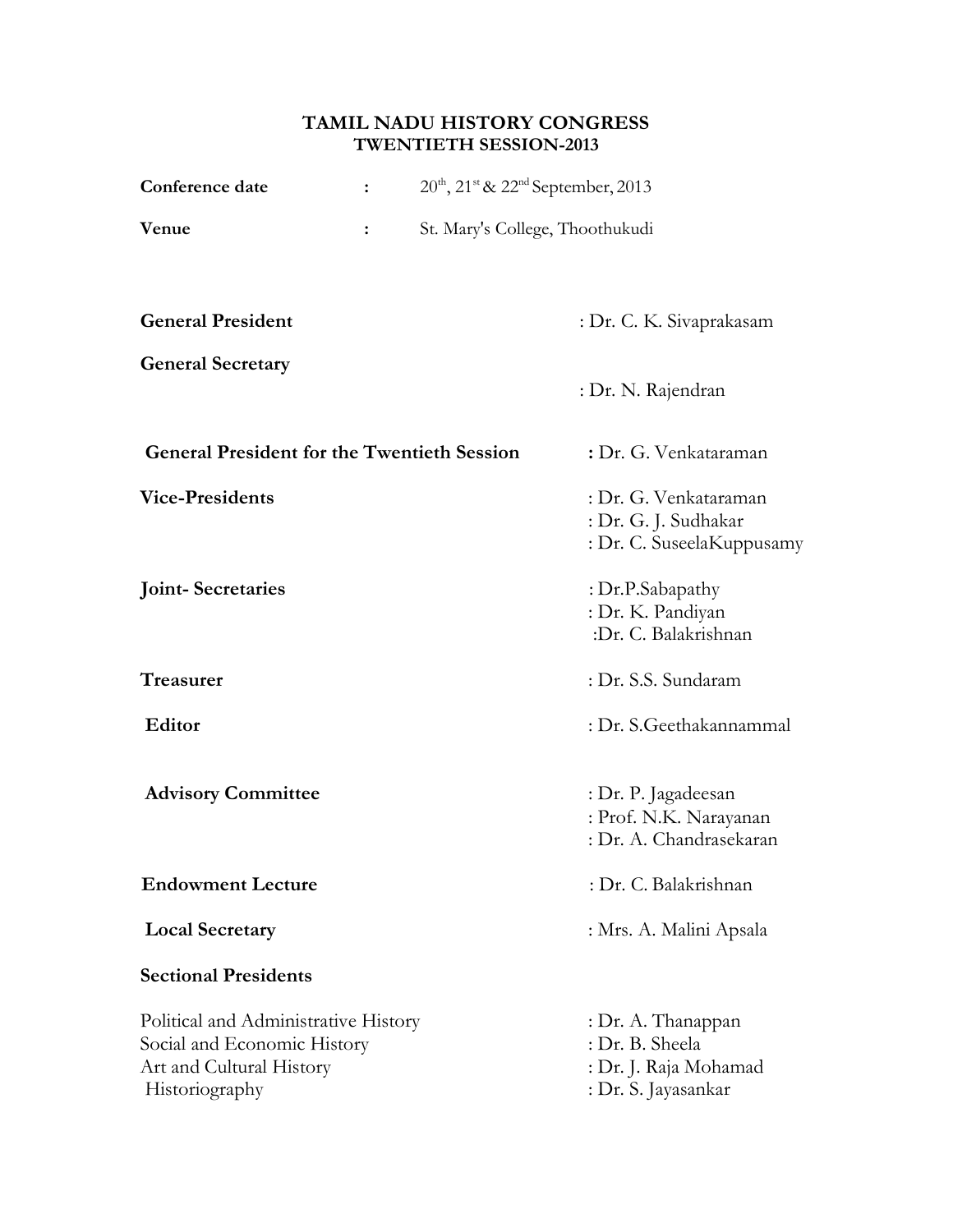# TAMIL NADU HISTORY CONGRESS
## TWENTIETH SESSION-2013

**Conference date** : $20^{th}$, $21^{st}$ & $22^{nd}$ September, 2013

**Venue** : St. Mary's College, Thoothukudi

**General President** : Dr. C. K. Sivaprakasam

**General Secretary** : Dr. N. Rajendran

**General President for the Twentieth Session** : Dr. G. Venkataraman

**Vice-Presidents**
: Dr. G. Venkataraman
: Dr. G. J. Sudhakar
: Dr. C. SuseelaKuppusamy

**Joint- Secretaries**
: Dr.P.Sabapathy
: Dr. K. Pandiyan
:Dr. C. Balakrishnan

**Treasurer** : Dr. S.S. Sundaram

**Editor** : Dr. S.Geethakannammal

**Advisory Committee**
: Dr. P. Jagadeesan
: Prof. N.K. Narayanan
: Dr. A. Chandrasekaran

**Endowment Lecture** : Dr. C. Balakrishnan

**Local Secretary** : Mrs. A. Malini Apsala

**Sectional Presidents**

Political and Administrative History : Dr. A. Thanappan
Social and Economic History : Dr. B. Sheela
Art and Cultural History : Dr. J. Raja Mohamad
Historiography : Dr. S. Jayasankar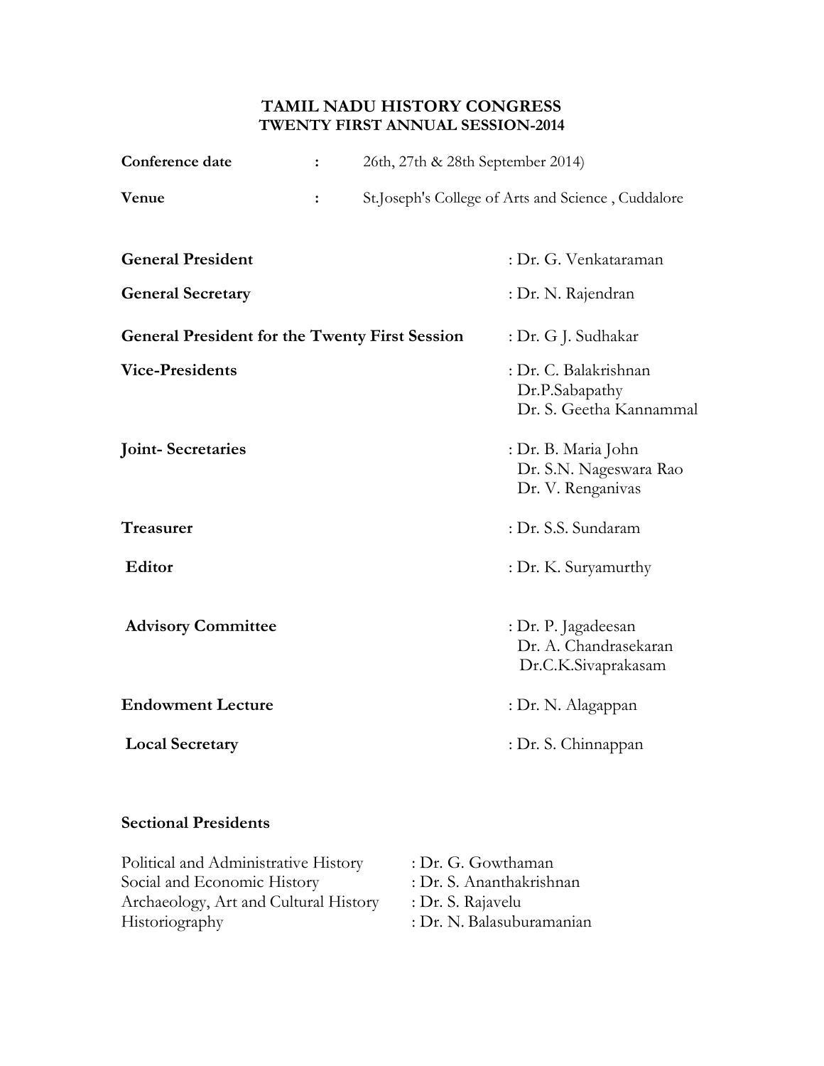# TAMIL NADU HISTORY CONGRESS
## TWENTY FIRST ANNUAL SESSION-2014

**Conference date** : 26th, 27th & 28th September 2014)

**Venue** : St.Joseph's College of Arts and Science , Cuddalore

**General President** : Dr. G. Venkataraman

**General Secretary** : Dr. N. Rajendran

**General President for the Twenty First Session** : Dr. G J. Sudhakar

**Vice-Presidents** : Dr. C. Balakrishnan
Dr.P.Sabapathy
Dr. S. Geetha Kannammal

**Joint- Secretaries** : Dr. B. Maria John
Dr. S.N. Nageswara Rao
Dr. V. Renganivas

**Treasurer** : Dr. S.S. Sundaram

**Editor** : Dr. K. Suryamurthy

**Advisory Committee** : Dr. P. Jagadeesan
Dr. A. Chandrasekaran
Dr.C.K.Sivaprakasam

**Endowment Lecture** : Dr. N. Alagappan

**Local Secretary** : Dr. S. Chinnappan

**Sectional Presidents**

Political and Administrative History : Dr. G. Gowthaman
Social and Economic History : Dr. S. Ananthakrishnan
Archaeology, Art and Cultural History : Dr. S. Rajavelu
Historiography : Dr. N. Balasuburamanian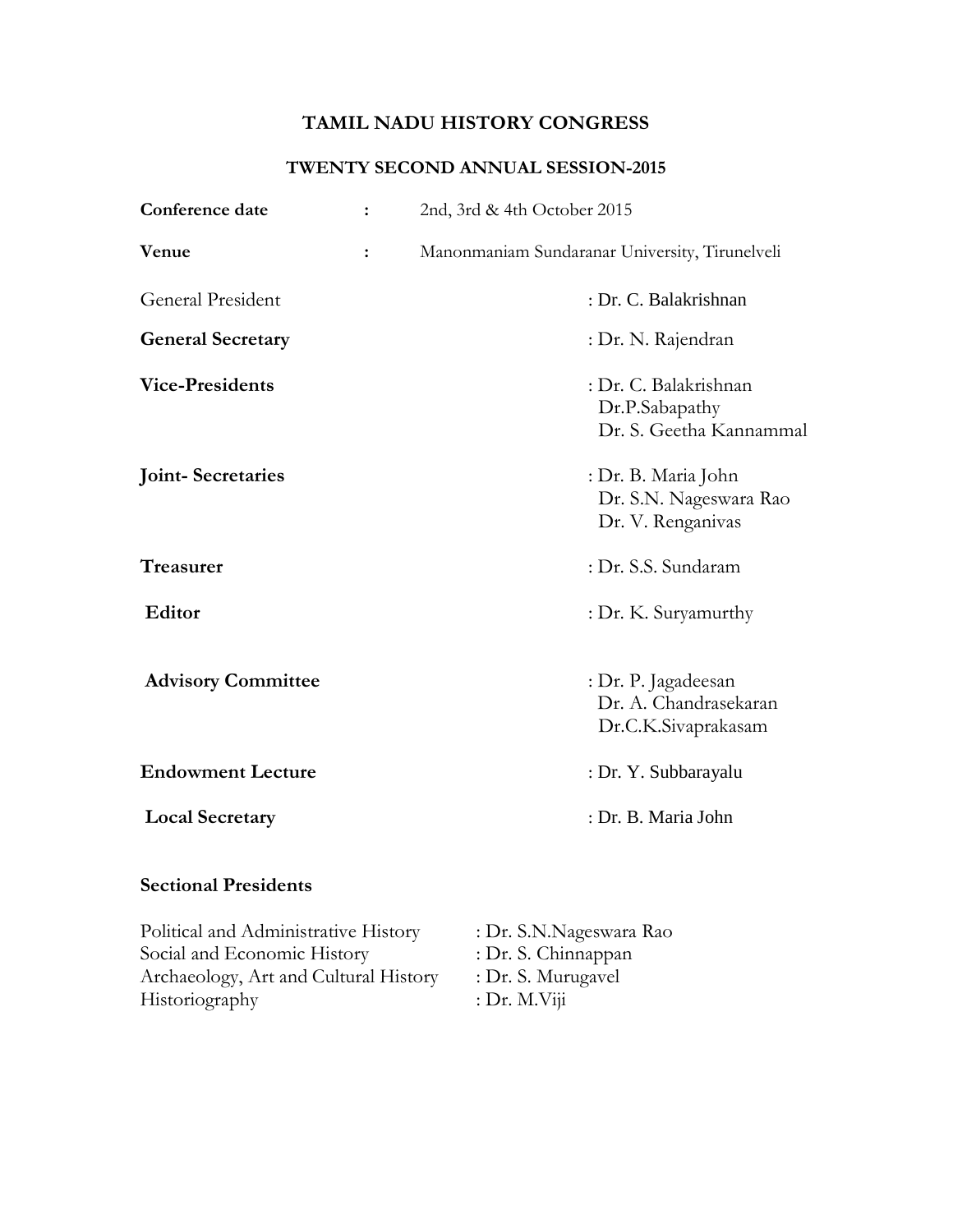# TAMIL NADU HISTORY CONGRESS

## TWENTY SECOND ANNUAL SESSION-2015

**Conference date** : 2nd, 3rd & 4th October 2015

**Venue** : Manonmaniam Sundaranar University, Tirunelveli

General President : Dr. C. Balakrishnan

**General Secretary** : Dr. N. Rajendran

**Vice-Presidents** : Dr. C. Balakrishnan
Dr.P.Sabapathy
Dr. S. Geetha Kannammal

**Joint- Secretaries** : Dr. B. Maria John
Dr. S.N. Nageswara Rao
Dr. V. Renganivas

**Treasurer** : Dr. S.S. Sundaram

**Editor** : Dr. K. Suryamurthy

**Advisory Committee** : Dr. P. Jagadeesan
Dr. A. Chandrasekaran
Dr.C.K.Sivaprakasam

**Endowment Lecture** : Dr. Y. Subbarayalu

**Local Secretary** : Dr. B. Maria John

**Sectional Presidents**

Political and Administrative History : Dr. S.N.Nageswara Rao
Social and Economic History : Dr. S. Chinnappan
Archaeology, Art and Cultural History : Dr. S. Murugavel
Historiography : Dr. M.Viji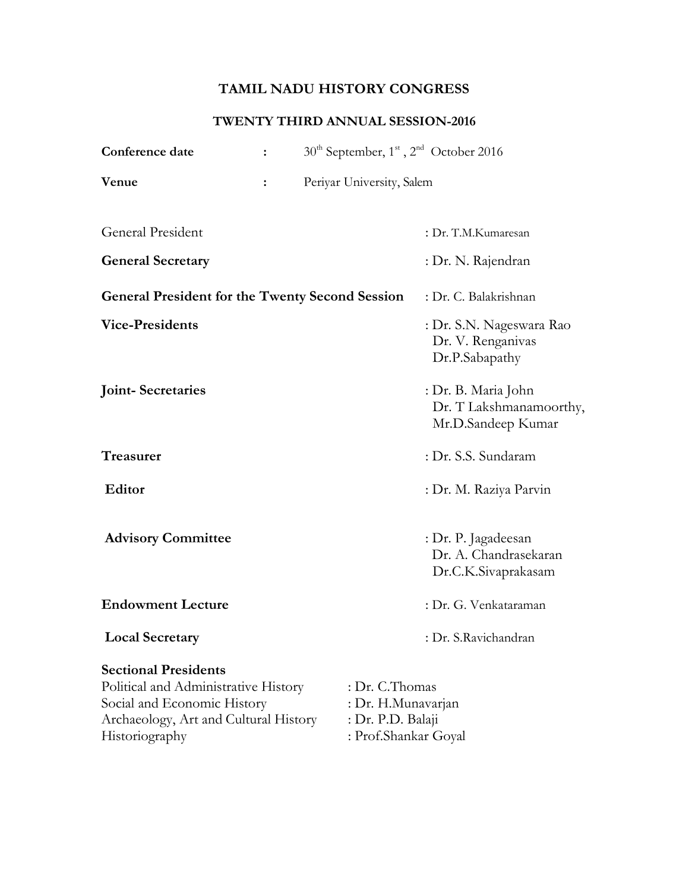# TAMIL NADU HISTORY CONGRESS

## TWENTY THIRD ANNUAL SESSION-2016

**Conference date** : $30^{th}$ September, $1^{st}$ , $2^{nd}$ October 2016

**Venue** : Periyar University, Salem

General President : Dr. T.M.Kumaresan

**General Secretary** : Dr. N. Rajendran

**General President for the Twenty Second Session** : Dr. C. Balakrishnan

**Vice-Presidents** : Dr. S.N. Nageswara Rao
Dr. V. Renganivas
Dr.P.Sabapathy

**Joint- Secretaries** : Dr. B. Maria John
Dr. T Lakshmanamoorthy,
Mr.D.Sandeep Kumar

**Treasurer** : Dr. S.S. Sundaram

**Editor** : Dr. M. Raziya Parvin

**Advisory Committee** : Dr. P. Jagadeesan
Dr. A. Chandrasekaran
Dr.C.K.Sivaprakasam

**Endowment Lecture** : Dr. G. Venkataraman

**Local Secretary** : Dr. S.Ravichandran

**Sectional Presidents**

Political and Administrative History : Dr. C.Thomas
Social and Economic History : Dr. H.Munavarjan
Archaeology, Art and Cultural History : Dr. P.D. Balaji
Historiography : Prof.Shankar Goyal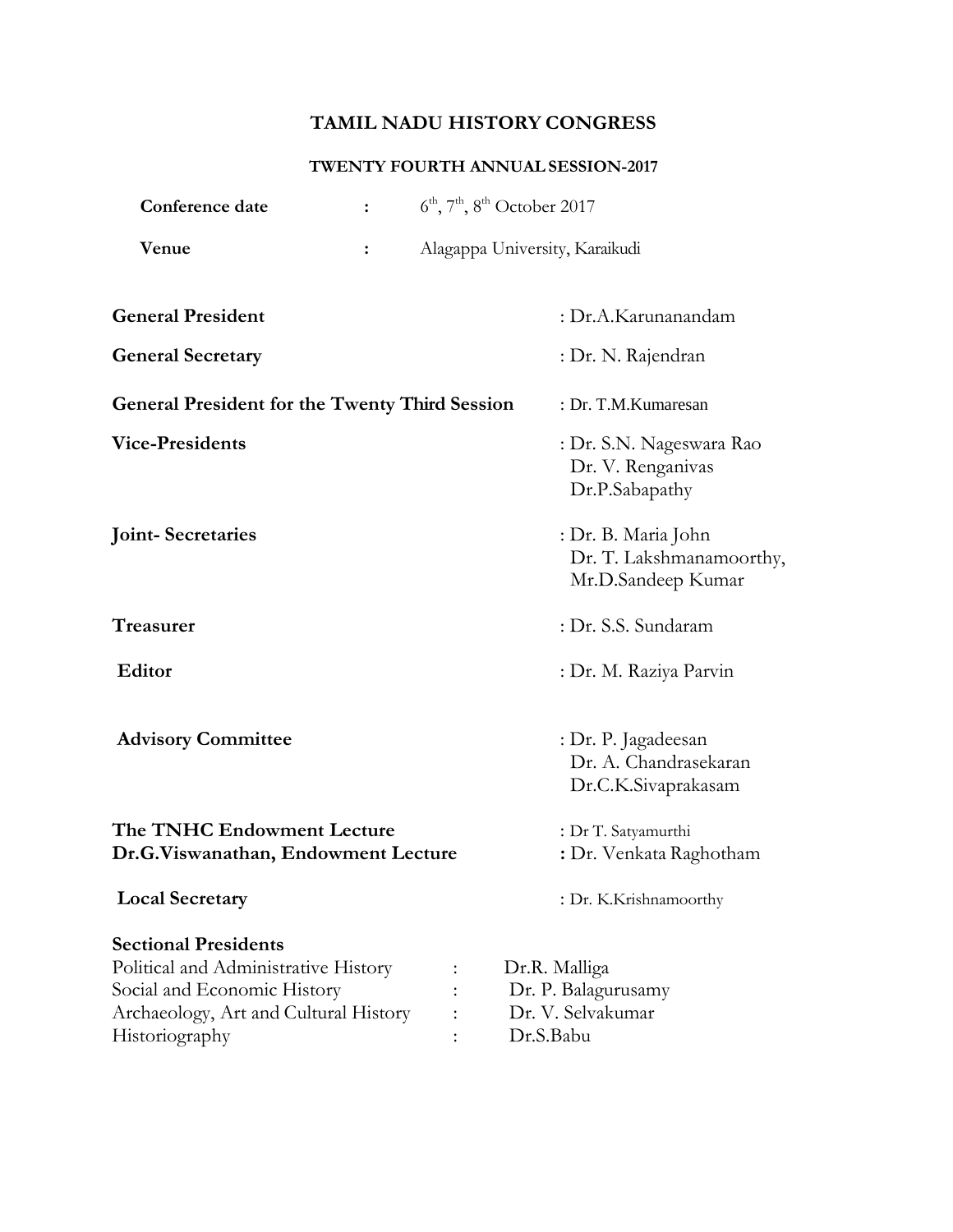# TAMIL NADU HISTORY CONGRESS

## TWENTY FOURTH ANNUAL SESSION-2017

**Conference date** : 6th, 7th, 8th October 2017

**Venue** : Alagappa University, Karaikudi

**General President** : Dr.A.Karunanandam

**General Secretary** : Dr. N. Rajendran

**General President for the Twenty Third Session** : Dr. T.M.Kumaresan

**Vice-Presidents** : Dr. S.N. Nageswara Rao
Dr. V. Renganivas
Dr.P.Sabapathy

**Joint- Secretaries** : Dr. B. Maria John
Dr. T. Lakshmanamoorthy,
Mr.D.Sandeep Kumar

**Treasurer** : Dr. S.S. Sundaram

**Editor** : Dr. M. Raziya Parvin

**Advisory Committee** : Dr. P. Jagadeesan
Dr. A. Chandrasekaran
Dr.C.K.Sivaprakasam

**The TNHC Endowment Lecture** : Dr T. Satyamurthi
**Dr.G.Viswanathan, Endowment Lecture** : Dr. Venkata Raghotham

**Local Secretary** : Dr. K.Krishnamoorthy

**Sectional Presidents**

Political and Administrative History : Dr.R. Malliga
Social and Economic History : Dr. P. Balagurusamy
Archaeology, Art and Cultural History : Dr. V. Selvakumar
Historiography : Dr.S.Babu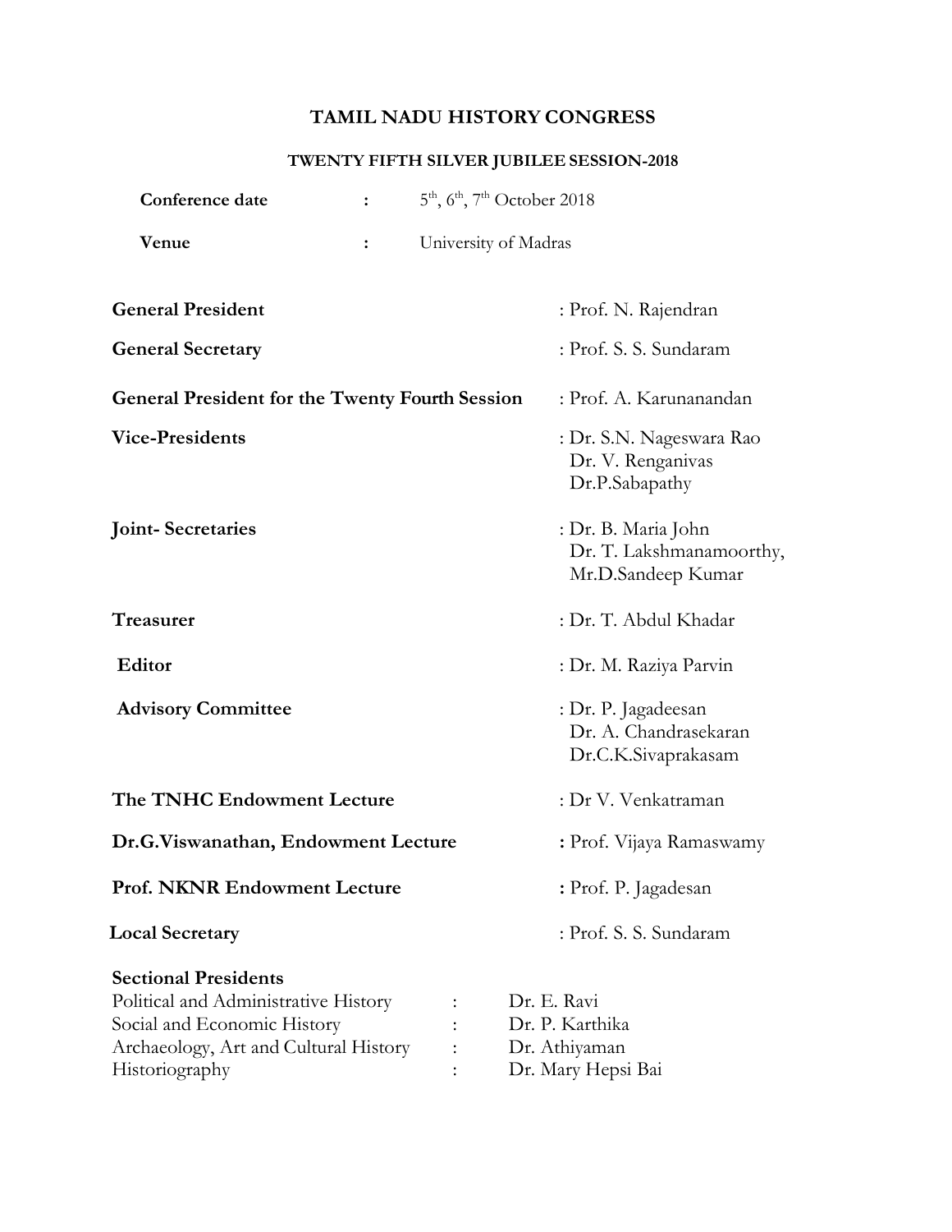# TAMIL NADU HISTORY CONGRESS

## TWENTY FIFTH SILVER JUBILEE SESSION-2018

**Conference date** : 5th, 6th, 7th October 2018

**Venue** : University of Madras

**General President** : Prof. N. Rajendran

**General Secretary** : Prof. S. S. Sundaram

**General President for the Twenty Fourth Session** : Prof. A. Karunanandan

**Vice-Presidents** : Dr. S.N. Nageswara Rao
Dr. V. Renganivas
Dr.P.Sabapathy

**Joint- Secretaries** : Dr. B. Maria John
Dr. T. Lakshmanamoorthy,
Mr.D.Sandeep Kumar

**Treasurer** : Dr. T. Abdul Khadar

**Editor** : Dr. M. Raziya Parvin

**Advisory Committee** : Dr. P. Jagadeesan
Dr. A. Chandrasekaran
Dr.C.K.Sivaprakasam

**The TNHC Endowment Lecture** : Dr V. Venkatraman

**Dr.G.Viswanathan, Endowment Lecture** : Prof. Vijaya Ramaswamy

**Prof. NKNR Endowment Lecture** : Prof. P. Jagadesan

**Local Secretary** : Prof. S. S. Sundaram

**Sectional Presidents**

Political and Administrative History : Dr. E. Ravi
Social and Economic History : Dr. P. Karthika
Archaeology, Art and Cultural History : Dr. Athiyaman
Historiography : Dr. Mary Hepsi Bai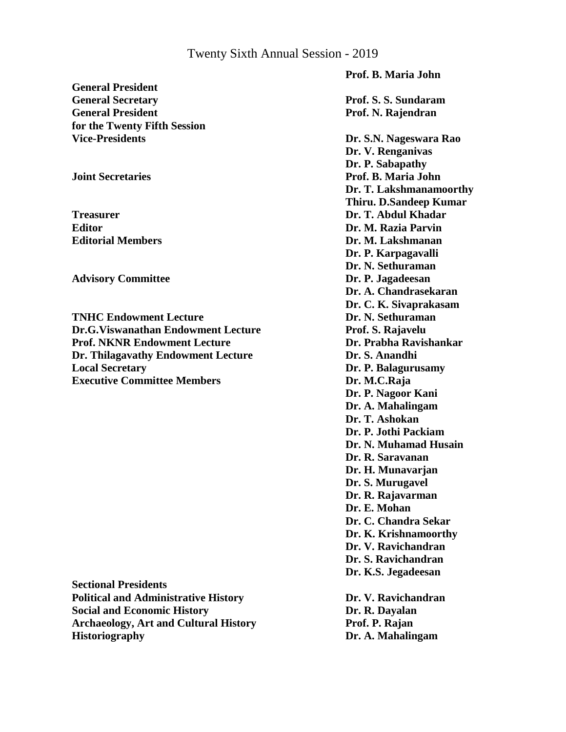## Twenty Sixth Annual Session - 2019

| | |
|---|---|
| **General President** | **Prof. B. Maria John** |
| **General Secretary** | **Prof. S. S. Sundaram** |
| **General President for the Twenty Fifth Session** | **Prof. N. Rajendran** |
| **Vice-Presidents** | **Dr. S.N. Nageswara Rao** |
| | **Dr. V. Renganivas** |
| | **Dr. P. Sabapathy** |
| **Joint Secretaries** | **Prof. B. Maria John** |
| | **Dr. T. Lakshmanamoorthy** |
| | **Thiru. D.Sandeep Kumar** |
| **Treasurer** | **Dr. T. Abdul Khadar** |
| **Editor** | **Dr. M. Razia Parvin** |
| **Editorial Members** | **Dr. M. Lakshmanan** |
| | **Dr. P. Karpagavalli** |
| | **Dr. N. Sethuraman** |
| **Advisory Committee** | **Dr. P. Jagadeesan** |
| | **Dr. A. Chandrasekaran** |
| | **Dr. C. K. Sivaprakasam** |
| **TNHC Endowment Lecture** | **Dr. N. Sethuraman** |
| **Dr.G.Viswanathan Endowment Lecture** | **Prof. S. Rajavelu** |
| **Prof. NKNR Endowment Lecture** | **Dr. Prabha Ravishankar** |
| **Dr. Thilagavathy Endowment Lecture** | **Dr. S. Anandhi** |
| **Local Secretary** | **Dr. P. Balagurusamy** |
| **Executive Committee Members** | **Dr. M.C.Raja** |
| | **Dr. P. Nagoor Kani** |
| | **Dr. A. Mahalingam** |
| | **Dr. T. Ashokan** |
| | **Dr. P. Jothi Packiam** |
| | **Dr. N. Muhamad Husain** |
| | **Dr. R. Saravanan** |
| | **Dr. H. Munavarjan** |
| | **Dr. S. Murugavel** |
| | **Dr. R. Rajavarman** |
| | **Dr. E. Mohan** |
| | **Dr. C. Chandra Sekar** |
| | **Dr. K. Krishnamoorthy** |
| | **Dr. V. Ravichandran** |
| | **Dr. S. Ravichandran** |
| | **Dr. K.S. Jegadeesan** |
| **Sectional Presidents** | |
| **Political and Administrative History** | **Dr. V. Ravichandran** |
| **Social and Economic History** | **Dr. R. Dayalan** |
| **Archaeology, Art and Cultural History** | **Prof. P. Rajan** |
| **Historiography** | **Dr. A. Mahalingam** |